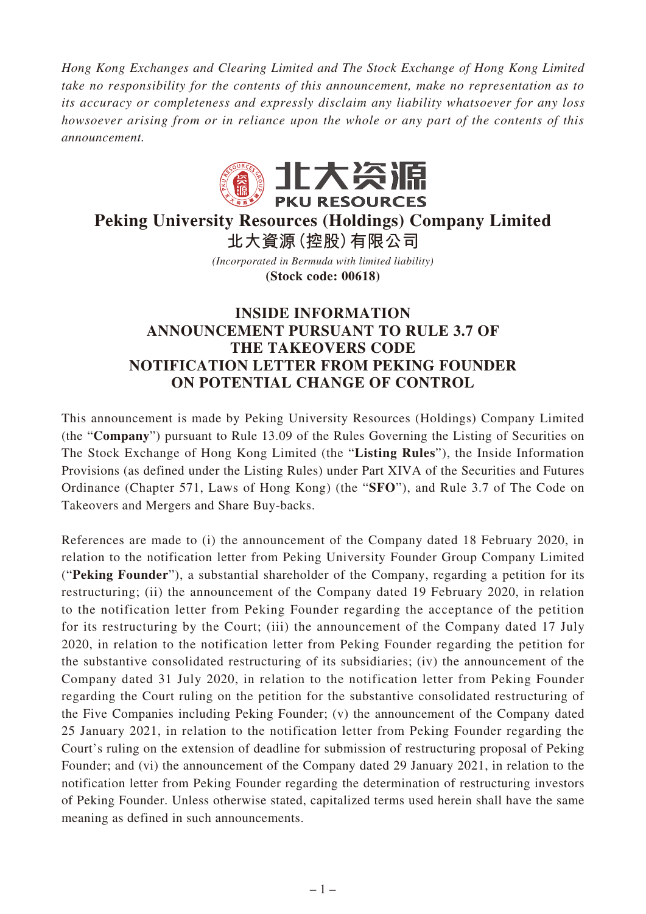*Hong Kong Exchanges and Clearing Limited and The Stock Exchange of Hong Kong Limited take no responsibility for the contents of this announcement, make no representation as to its accuracy or completeness and expressly disclaim any liability whatsoever for any loss howsoever arising from or in reliance upon the whole or any part of the contents of this announcement.*

北大资源
PKU RESOURCES

# Peking University Resources (Holdings) Company Limited
# 北大資源(控股)有限公司

*(Incorporated in Bermuda with limited liability)*

**(Stock code: 00618)**

## INSIDE INFORMATION
## ANNOUNCEMENT PURSUANT TO RULE 3.7 OF THE TAKEOVERS CODE
## NOTIFICATION LETTER FROM PEKING FOUNDER ON POTENTIAL CHANGE OF CONTROL

This announcement is made by Peking University Resources (Holdings) Company Limited (the "**Company**") pursuant to Rule 13.09 of the Rules Governing the Listing of Securities on The Stock Exchange of Hong Kong Limited (the "**Listing Rules**"), the Inside Information Provisions (as defined under the Listing Rules) under Part XIVA of the Securities and Futures Ordinance (Chapter 571, Laws of Hong Kong) (the "**SFO**"), and Rule 3.7 of The Code on Takeovers and Mergers and Share Buy-backs.

References are made to (i) the announcement of the Company dated 18 February 2020, in relation to the notification letter from Peking University Founder Group Company Limited ("**Peking Founder**"), a substantial shareholder of the Company, regarding a petition for its restructuring; (ii) the announcement of the Company dated 19 February 2020, in relation to the notification letter from Peking Founder regarding the acceptance of the petition for its restructuring by the Court; (iii) the announcement of the Company dated 17 July 2020, in relation to the notification letter from Peking Founder regarding the petition for the substantive consolidated restructuring of its subsidiaries; (iv) the announcement of the Company dated 31 July 2020, in relation to the notification letter from Peking Founder regarding the Court ruling on the petition for the substantive consolidated restructuring of the Five Companies including Peking Founder; (v) the announcement of the Company dated 25 January 2021, in relation to the notification letter from Peking Founder regarding the Court's ruling on the extension of deadline for submission of restructuring proposal of Peking Founder; and (vi) the announcement of the Company dated 29 January 2021, in relation to the notification letter from Peking Founder regarding the determination of restructuring investors of Peking Founder. Unless otherwise stated, capitalized terms used herein shall have the same meaning as defined in such announcements.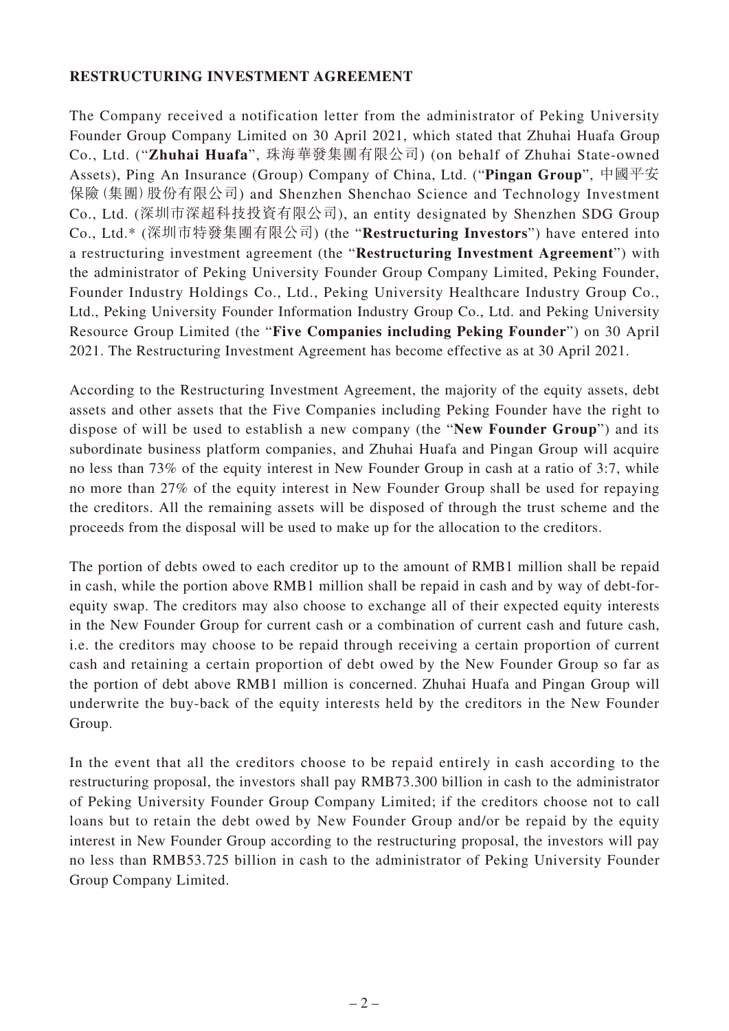**RESTRUCTURING INVESTMENT AGREEMENT**

The Company received a notification letter from the administrator of Peking University Founder Group Company Limited on 30 April 2021, which stated that Zhuhai Huafa Group Co., Ltd. ("**Zhuhai Huafa**", 珠海華發集團有限公司) (on behalf of Zhuhai State-owned Assets), Ping An Insurance (Group) Company of China, Ltd. ("**Pingan Group**", 中國平安保險(集團)股份有限公司) and Shenzhen Shenchao Science and Technology Investment Co., Ltd. (深圳市深超科技投資有限公司), an entity designated by Shenzhen SDG Group Co., Ltd.* (深圳市特發集團有限公司) (the "**Restructuring Investors**") have entered into a restructuring investment agreement (the "**Restructuring Investment Agreement**") with the administrator of Peking University Founder Group Company Limited, Peking Founder, Founder Industry Holdings Co., Ltd., Peking University Healthcare Industry Group Co., Ltd., Peking University Founder Information Industry Group Co., Ltd. and Peking University Resource Group Limited (the "**Five Companies including Peking Founder**") on 30 April 2021. The Restructuring Investment Agreement has become effective as at 30 April 2021.

According to the Restructuring Investment Agreement, the majority of the equity assets, debt assets and other assets that the Five Companies including Peking Founder have the right to dispose of will be used to establish a new company (the "**New Founder Group**") and its subordinate business platform companies, and Zhuhai Huafa and Pingan Group will acquire no less than 73% of the equity interest in New Founder Group in cash at a ratio of 3:7, while no more than 27% of the equity interest in New Founder Group shall be used for repaying the creditors. All the remaining assets will be disposed of through the trust scheme and the proceeds from the disposal will be used to make up for the allocation to the creditors.

The portion of debts owed to each creditor up to the amount of RMB1 million shall be repaid in cash, while the portion above RMB1 million shall be repaid in cash and by way of debt-for-equity swap. The creditors may also choose to exchange all of their expected equity interests in the New Founder Group for current cash or a combination of current cash and future cash, i.e. the creditors may choose to be repaid through receiving a certain proportion of current cash and retaining a certain proportion of debt owed by the New Founder Group so far as the portion of debt above RMB1 million is concerned. Zhuhai Huafa and Pingan Group will underwrite the buy-back of the equity interests held by the creditors in the New Founder Group.

In the event that all the creditors choose to be repaid entirely in cash according to the restructuring proposal, the investors shall pay RMB73.300 billion in cash to the administrator of Peking University Founder Group Company Limited; if the creditors choose not to call loans but to retain the debt owed by New Founder Group and/or be repaid by the equity interest in New Founder Group according to the restructuring proposal, the investors will pay no less than RMB53.725 billion in cash to the administrator of Peking University Founder Group Company Limited.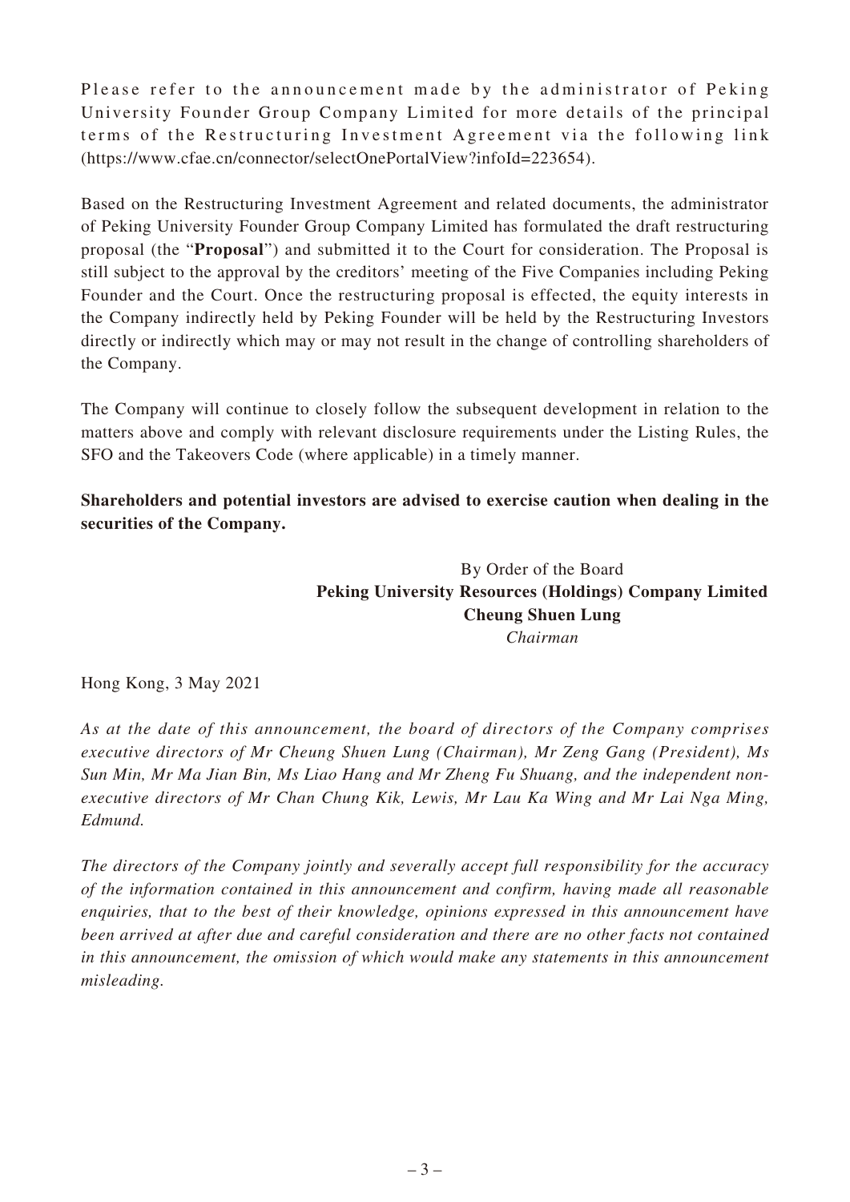Please refer to the announcement made by the administrator of Peking University Founder Group Company Limited for more details of the principal terms of the Restructuring Investment Agreement via the following link (https://www.cfae.cn/connector/selectOnePortalView?infoId=223654).

Based on the Restructuring Investment Agreement and related documents, the administrator of Peking University Founder Group Company Limited has formulated the draft restructuring proposal (the "**Proposal**") and submitted it to the Court for consideration. The Proposal is still subject to the approval by the creditors' meeting of the Five Companies including Peking Founder and the Court. Once the restructuring proposal is effected, the equity interests in the Company indirectly held by Peking Founder will be held by the Restructuring Investors directly or indirectly which may or may not result in the change of controlling shareholders of the Company.

The Company will continue to closely follow the subsequent development in relation to the matters above and comply with relevant disclosure requirements under the Listing Rules, the SFO and the Takeovers Code (where applicable) in a timely manner.

**Shareholders and potential investors are advised to exercise caution when dealing in the securities of the Company.**

By Order of the Board
**Peking University Resources (Holdings) Company Limited**
**Cheung Shuen Lung**
*Chairman*

Hong Kong, 3 May 2021

*As at the date of this announcement, the board of directors of the Company comprises executive directors of Mr Cheung Shuen Lung (Chairman), Mr Zeng Gang (President), Ms Sun Min, Mr Ma Jian Bin, Ms Liao Hang and Mr Zheng Fu Shuang, and the independent non-executive directors of Mr Chan Chung Kik, Lewis, Mr Lau Ka Wing and Mr Lai Nga Ming, Edmund.*

*The directors of the Company jointly and severally accept full responsibility for the accuracy of the information contained in this announcement and confirm, having made all reasonable enquiries, that to the best of their knowledge, opinions expressed in this announcement have been arrived at after due and careful consideration and there are no other facts not contained in this announcement, the omission of which would make any statements in this announcement misleading.*